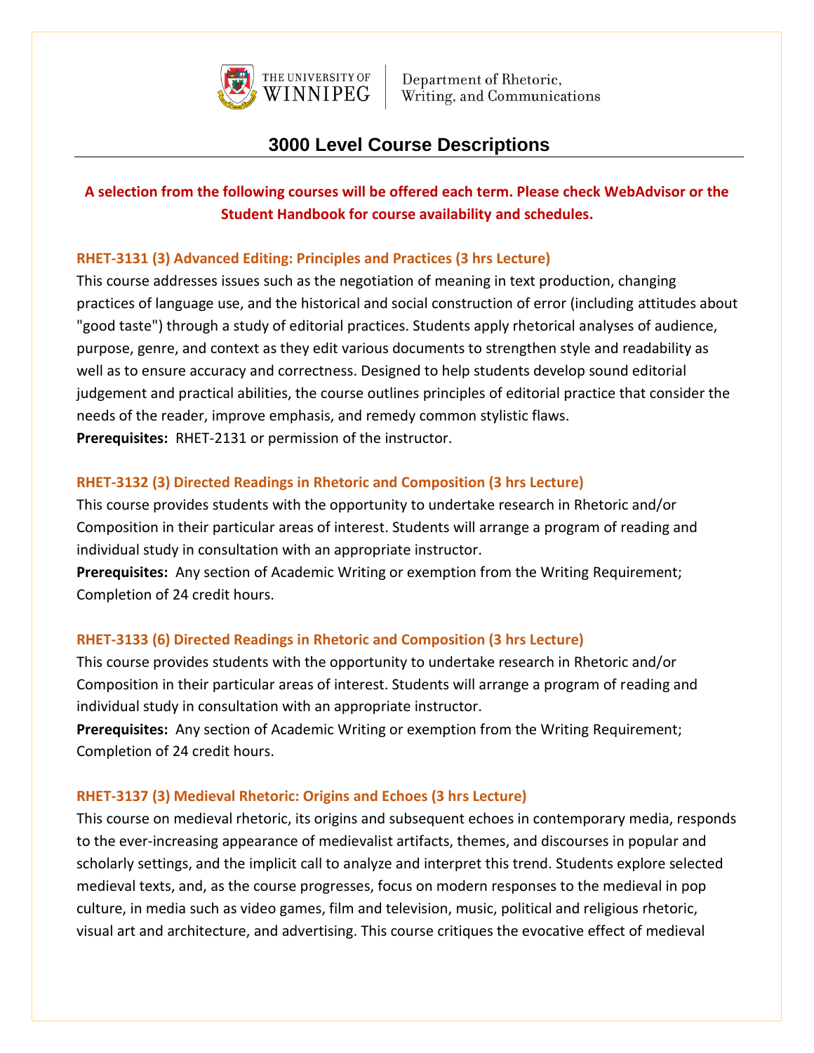THE UNIVERSITY OF WINNIPEG | Department of Rhetoric, Writing, and Communications

# 3000 Level Course Descriptions

**A selection from the following courses will be offered each term. Please check WebAdvisor or the Student Handbook for course availability and schedules.**

### RHET-3131 (3) Advanced Editing: Principles and Practices (3 hrs Lecture)

This course addresses issues such as the negotiation of meaning in text production, changing practices of language use, and the historical and social construction of error (including attitudes about "good taste") through a study of editorial practices. Students apply rhetorical analyses of audience, purpose, genre, and context as they edit various documents to strengthen style and readability as well as to ensure accuracy and correctness. Designed to help students develop sound editorial judgement and practical abilities, the course outlines principles of editorial practice that consider the needs of the reader, improve emphasis, and remedy common stylistic flaws.

**Prerequisites:** RHET-2131 or permission of the instructor.

### RHET-3132 (3) Directed Readings in Rhetoric and Composition (3 hrs Lecture)

This course provides students with the opportunity to undertake research in Rhetoric and/or Composition in their particular areas of interest. Students will arrange a program of reading and individual study in consultation with an appropriate instructor.

**Prerequisites:** Any section of Academic Writing or exemption from the Writing Requirement; Completion of 24 credit hours.

### RHET-3133 (6) Directed Readings in Rhetoric and Composition (3 hrs Lecture)

This course provides students with the opportunity to undertake research in Rhetoric and/or Composition in their particular areas of interest. Students will arrange a program of reading and individual study in consultation with an appropriate instructor.

**Prerequisites:** Any section of Academic Writing or exemption from the Writing Requirement; Completion of 24 credit hours.

### RHET-3137 (3) Medieval Rhetoric: Origins and Echoes (3 hrs Lecture)

This course on medieval rhetoric, its origins and subsequent echoes in contemporary media, responds to the ever-increasing appearance of medievalist artifacts, themes, and discourses in popular and scholarly settings, and the implicit call to analyze and interpret this trend. Students explore selected medieval texts, and, as the course progresses, focus on modern responses to the medieval in pop culture, in media such as video games, film and television, music, political and religious rhetoric, visual art and architecture, and advertising. This course critiques the evocative effect of medieval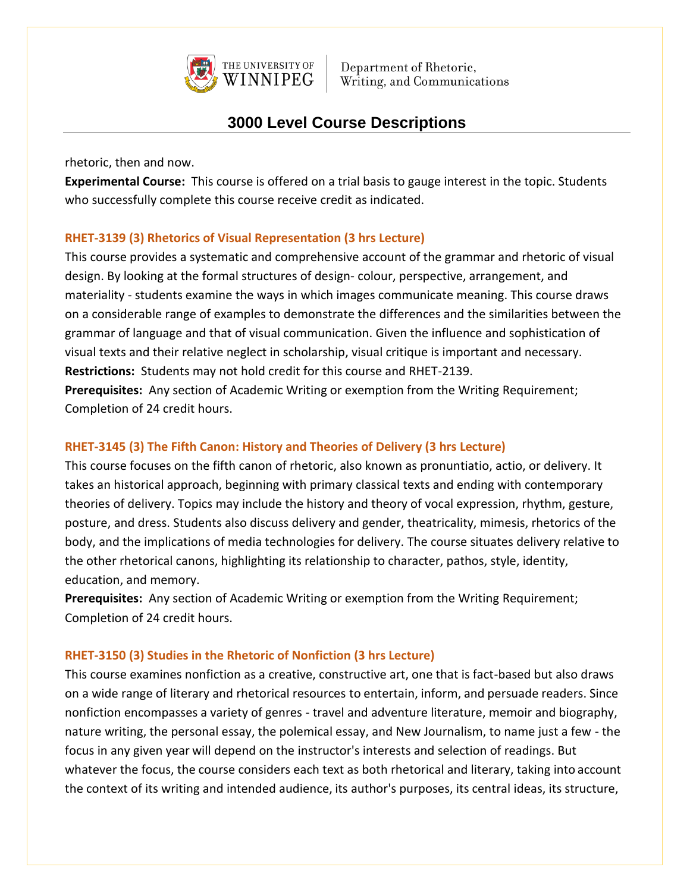rhetoric, then and now.

**Experimental Course:** This course is offered on a trial basis to gauge interest in the topic. Students who successfully complete this course receive credit as indicated.

### RHET-3139 (3) Rhetorics of Visual Representation (3 hrs Lecture)

This course provides a systematic and comprehensive account of the grammar and rhetoric of visual design. By looking at the formal structures of design- colour, perspective, arrangement, and materiality - students examine the ways in which images communicate meaning. This course draws on a considerable range of examples to demonstrate the differences and the similarities between the grammar of language and that of visual communication. Given the influence and sophistication of visual texts and their relative neglect in scholarship, visual critique is important and necessary.

**Restrictions:** Students may not hold credit for this course and RHET-2139.

**Prerequisites:** Any section of Academic Writing or exemption from the Writing Requirement; Completion of 24 credit hours.

### RHET-3145 (3) The Fifth Canon: History and Theories of Delivery (3 hrs Lecture)

This course focuses on the fifth canon of rhetoric, also known as pronuntiatio, actio, or delivery. It takes an historical approach, beginning with primary classical texts and ending with contemporary theories of delivery. Topics may include the history and theory of vocal expression, rhythm, gesture, posture, and dress. Students also discuss delivery and gender, theatricality, mimesis, rhetorics of the body, and the implications of media technologies for delivery. The course situates delivery relative to the other rhetorical canons, highlighting its relationship to character, pathos, style, identity, education, and memory.

**Prerequisites:** Any section of Academic Writing or exemption from the Writing Requirement; Completion of 24 credit hours.

### RHET-3150 (3) Studies in the Rhetoric of Nonfiction (3 hrs Lecture)

This course examines nonfiction as a creative, constructive art, one that is fact-based but also draws on a wide range of literary and rhetorical resources to entertain, inform, and persuade readers. Since nonfiction encompasses a variety of genres - travel and adventure literature, memoir and biography, nature writing, the personal essay, the polemical essay, and New Journalism, to name just a few - the focus in any given year will depend on the instructor's interests and selection of readings. But whatever the focus, the course considers each text as both rhetorical and literary, taking into account the context of its writing and intended audience, its author's purposes, its central ideas, its structure,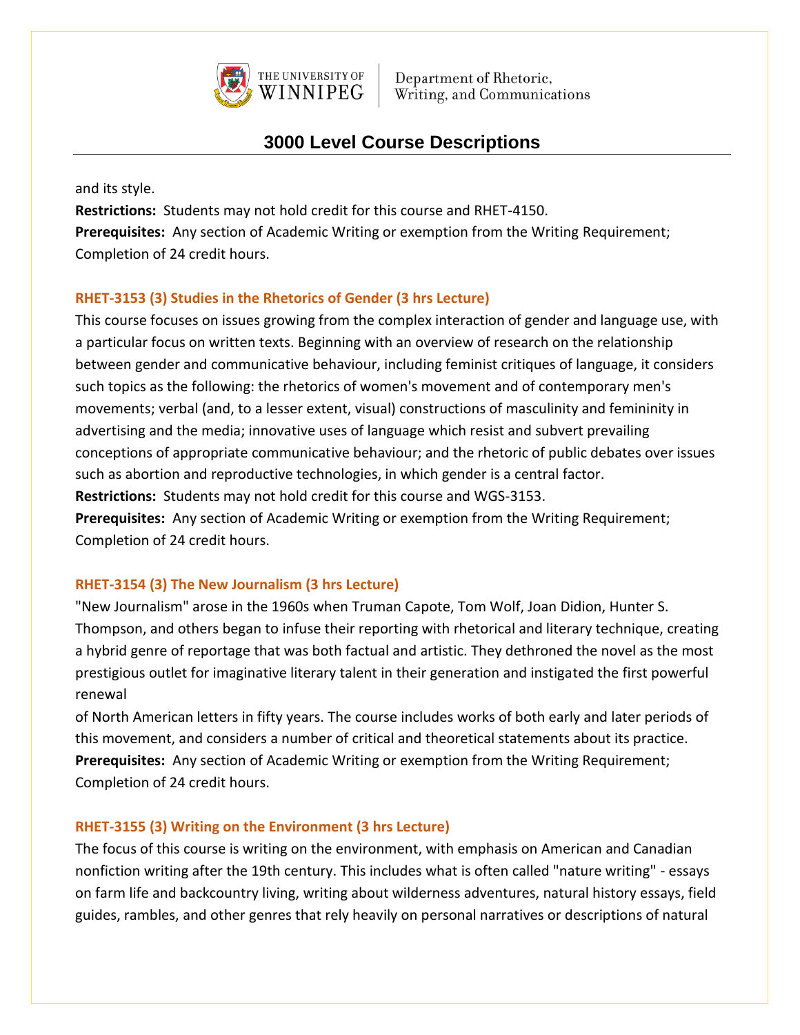and its style.
**Restrictions:** Students may not hold credit for this course and RHET-4150.
**Prerequisites:** Any section of Academic Writing or exemption from the Writing Requirement; Completion of 24 credit hours.

### RHET-3153 (3) Studies in the Rhetorics of Gender (3 hrs Lecture)

This course focuses on issues growing from the complex interaction of gender and language use, with a particular focus on written texts. Beginning with an overview of research on the relationship between gender and communicative behaviour, including feminist critiques of language, it considers such topics as the following: the rhetorics of women's movement and of contemporary men's movements; verbal (and, to a lesser extent, visual) constructions of masculinity and femininity in advertising and the media; innovative uses of language which resist and subvert prevailing conceptions of appropriate communicative behaviour; and the rhetoric of public debates over issues such as abortion and reproductive technologies, in which gender is a central factor.
**Restrictions:** Students may not hold credit for this course and WGS-3153.
**Prerequisites:** Any section of Academic Writing or exemption from the Writing Requirement; Completion of 24 credit hours.

### RHET-3154 (3) The New Journalism (3 hrs Lecture)

"New Journalism" arose in the 1960s when Truman Capote, Tom Wolf, Joan Didion, Hunter S. Thompson, and others began to infuse their reporting with rhetorical and literary technique, creating a hybrid genre of reportage that was both factual and artistic. They dethroned the novel as the most prestigious outlet for imaginative literary talent in their generation and instigated the first powerful renewal of North American letters in fifty years. The course includes works of both early and later periods of this movement, and considers a number of critical and theoretical statements about its practice.
**Prerequisites:** Any section of Academic Writing or exemption from the Writing Requirement; Completion of 24 credit hours.

### RHET-3155 (3) Writing on the Environment (3 hrs Lecture)

The focus of this course is writing on the environment, with emphasis on American and Canadian nonfiction writing after the 19th century. This includes what is often called "nature writing" - essays on farm life and backcountry living, writing about wilderness adventures, natural history essays, field guides, rambles, and other genres that rely heavily on personal narratives or descriptions of natural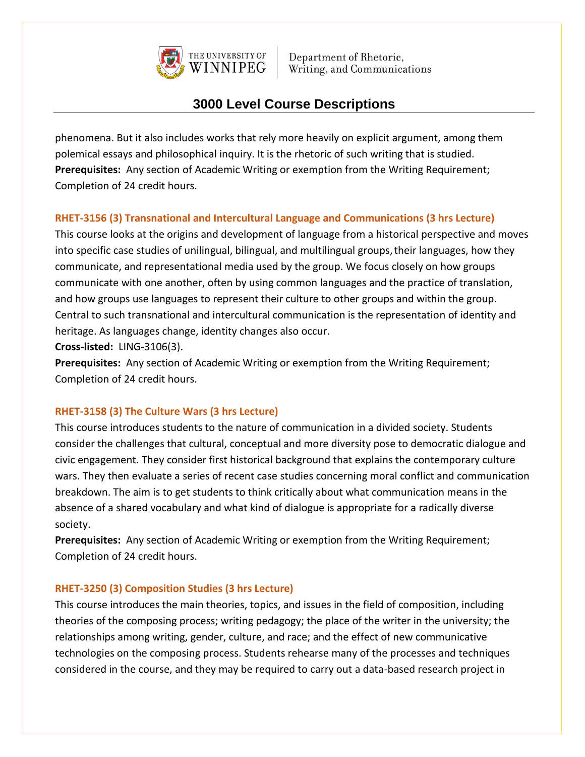phenomena. But it also includes works that rely more heavily on explicit argument, among them polemical essays and philosophical inquiry. It is the rhetoric of such writing that is studied.
**Prerequisites:** Any section of Academic Writing or exemption from the Writing Requirement; Completion of 24 credit hours.

### RHET-3156 (3) Transnational and Intercultural Language and Communications (3 hrs Lecture)

This course looks at the origins and development of language from a historical perspective and moves into specific case studies of unilingual, bilingual, and multilingual groups, their languages, how they communicate, and representational media used by the group. We focus closely on how groups communicate with one another, often by using common languages and the practice of translation, and how groups use languages to represent their culture to other groups and within the group. Central to such transnational and intercultural communication is the representation of identity and heritage. As languages change, identity changes also occur.
**Cross-listed:** LING-3106(3).
**Prerequisites:** Any section of Academic Writing or exemption from the Writing Requirement; Completion of 24 credit hours.

### RHET-3158 (3) The Culture Wars (3 hrs Lecture)

This course introduces students to the nature of communication in a divided society. Students consider the challenges that cultural, conceptual and more diversity pose to democratic dialogue and civic engagement. They consider first historical background that explains the contemporary culture wars. They then evaluate a series of recent case studies concerning moral conflict and communication breakdown. The aim is to get students to think critically about what communication means in the absence of a shared vocabulary and what kind of dialogue is appropriate for a radically diverse society.
**Prerequisites:** Any section of Academic Writing or exemption from the Writing Requirement; Completion of 24 credit hours.

### RHET-3250 (3) Composition Studies (3 hrs Lecture)

This course introduces the main theories, topics, and issues in the field of composition, including theories of the composing process; writing pedagogy; the place of the writer in the university; the relationships among writing, gender, culture, and race; and the effect of new communicative technologies on the composing process. Students rehearse many of the processes and techniques considered in the course, and they may be required to carry out a data-based research project in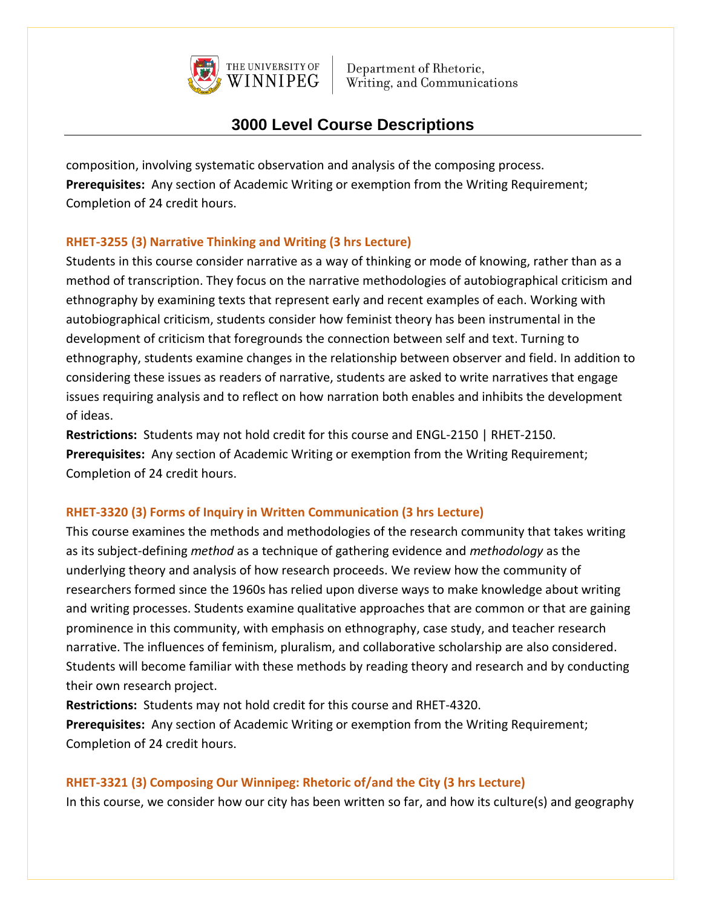composition, involving systematic observation and analysis of the composing process.
**Prerequisites:** Any section of Academic Writing or exemption from the Writing Requirement; Completion of 24 credit hours.

### RHET-3255 (3) Narrative Thinking and Writing (3 hrs Lecture)

Students in this course consider narrative as a way of thinking or mode of knowing, rather than as a method of transcription. They focus on the narrative methodologies of autobiographical criticism and ethnography by examining texts that represent early and recent examples of each. Working with autobiographical criticism, students consider how feminist theory has been instrumental in the development of criticism that foregrounds the connection between self and text. Turning to ethnography, students examine changes in the relationship between observer and field. In addition to considering these issues as readers of narrative, students are asked to write narratives that engage issues requiring analysis and to reflect on how narration both enables and inhibits the development of ideas.
**Restrictions:** Students may not hold credit for this course and ENGL-2150 | RHET-2150.
**Prerequisites:** Any section of Academic Writing or exemption from the Writing Requirement; Completion of 24 credit hours.

### RHET-3320 (3) Forms of Inquiry in Written Communication (3 hrs Lecture)

This course examines the methods and methodologies of the research community that takes writing as its subject-defining *method* as a technique of gathering evidence and *methodology* as the underlying theory and analysis of how research proceeds. We review how the community of researchers formed since the 1960s has relied upon diverse ways to make knowledge about writing and writing processes. Students examine qualitative approaches that are common or that are gaining prominence in this community, with emphasis on ethnography, case study, and teacher research narrative. The influences of feminism, pluralism, and collaborative scholarship are also considered. Students will become familiar with these methods by reading theory and research and by conducting their own research project.
**Restrictions:** Students may not hold credit for this course and RHET-4320.
**Prerequisites:** Any section of Academic Writing or exemption from the Writing Requirement; Completion of 24 credit hours.

### RHET-3321 (3) Composing Our Winnipeg: Rhetoric of/and the City (3 hrs Lecture)

In this course, we consider how our city has been written so far, and how its culture(s) and geography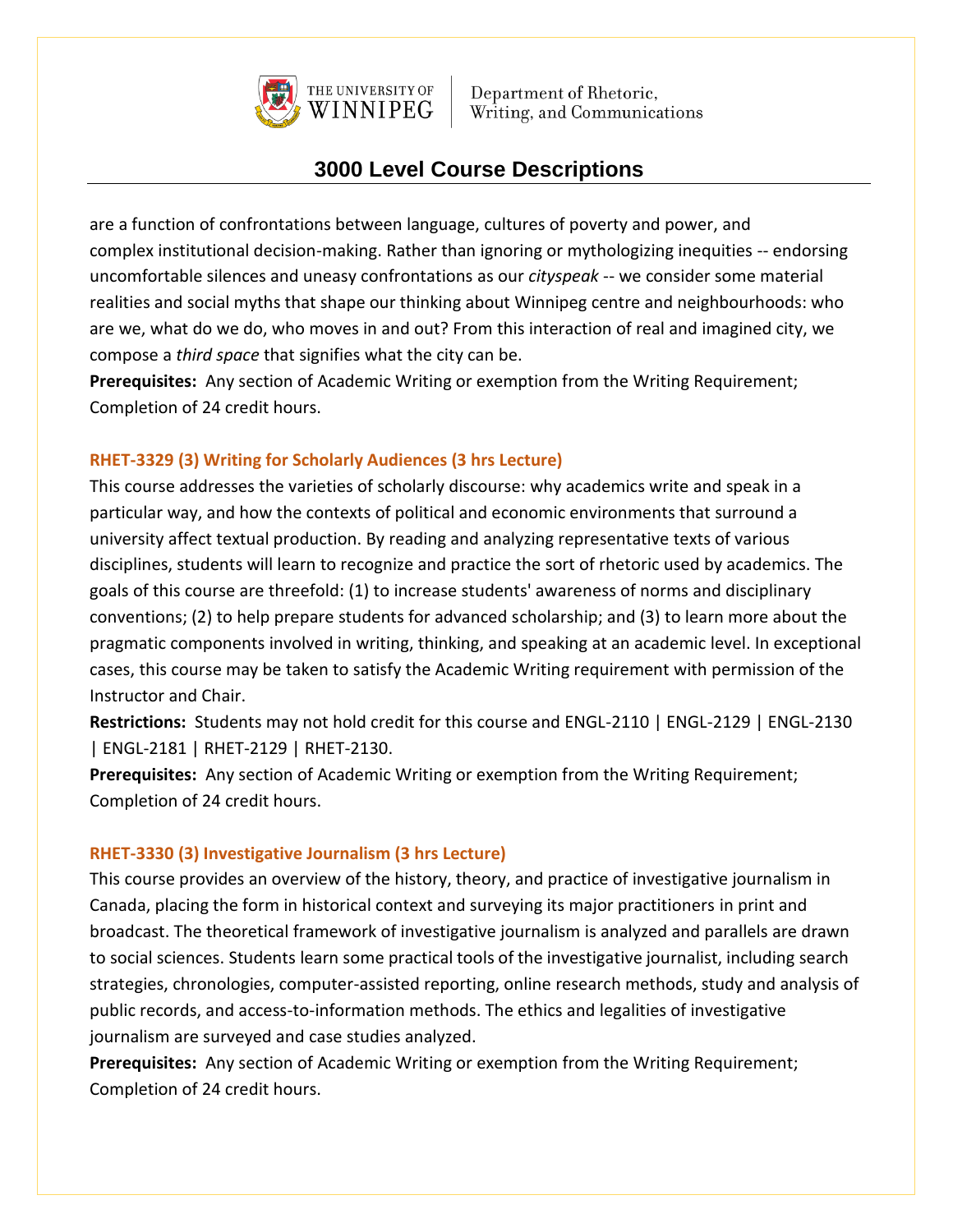are a function of confrontations between language, cultures of poverty and power, and complex institutional decision-making. Rather than ignoring or mythologizing inequities -- endorsing uncomfortable silences and uneasy confrontations as our *cityspeak* -- we consider some material realities and social myths that shape our thinking about Winnipeg centre and neighbourhoods: who are we, what do we do, who moves in and out? From this interaction of real and imagined city, we compose a *third space* that signifies what the city can be.
**Prerequisites:** Any section of Academic Writing or exemption from the Writing Requirement; Completion of 24 credit hours.

### RHET-3329 (3) Writing for Scholarly Audiences (3 hrs Lecture)

This course addresses the varieties of scholarly discourse: why academics write and speak in a particular way, and how the contexts of political and economic environments that surround a university affect textual production. By reading and analyzing representative texts of various disciplines, students will learn to recognize and practice the sort of rhetoric used by academics. The goals of this course are threefold: (1) to increase students' awareness of norms and disciplinary conventions; (2) to help prepare students for advanced scholarship; and (3) to learn more about the pragmatic components involved in writing, thinking, and speaking at an academic level. In exceptional cases, this course may be taken to satisfy the Academic Writing requirement with permission of the Instructor and Chair.
**Restrictions:** Students may not hold credit for this course and ENGL-2110 | ENGL-2129 | ENGL-2130 | ENGL-2181 | RHET-2129 | RHET-2130.
**Prerequisites:** Any section of Academic Writing or exemption from the Writing Requirement; Completion of 24 credit hours.

### RHET-3330 (3) Investigative Journalism (3 hrs Lecture)

This course provides an overview of the history, theory, and practice of investigative journalism in Canada, placing the form in historical context and surveying its major practitioners in print and broadcast. The theoretical framework of investigative journalism is analyzed and parallels are drawn to social sciences. Students learn some practical tools of the investigative journalist, including search strategies, chronologies, computer-assisted reporting, online research methods, study and analysis of public records, and access-to-information methods. The ethics and legalities of investigative journalism are surveyed and case studies analyzed.
**Prerequisites:** Any section of Academic Writing or exemption from the Writing Requirement; Completion of 24 credit hours.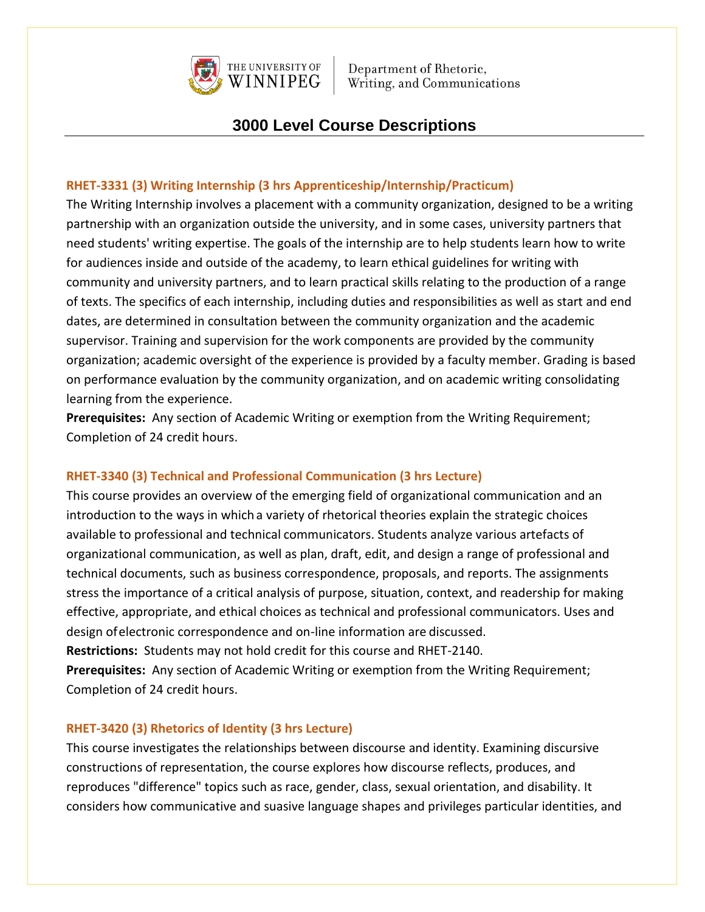# 3000 Level Course Descriptions

### RHET-3331 (3) Writing Internship (3 hrs Apprenticeship/Internship/Practicum)

The Writing Internship involves a placement with a community organization, designed to be a writing partnership with an organization outside the university, and in some cases, university partners that need students' writing expertise. The goals of the internship are to help students learn how to write for audiences inside and outside of the academy, to learn ethical guidelines for writing with community and university partners, and to learn practical skills relating to the production of a range of texts. The specifics of each internship, including duties and responsibilities as well as start and end dates, are determined in consultation between the community organization and the academic supervisor. Training and supervision for the work components are provided by the community organization; academic oversight of the experience is provided by a faculty member. Grading is based on performance evaluation by the community organization, and on academic writing consolidating learning from the experience.

**Prerequisites:** Any section of Academic Writing or exemption from the Writing Requirement; Completion of 24 credit hours.

### RHET-3340 (3) Technical and Professional Communication (3 hrs Lecture)

This course provides an overview of the emerging field of organizational communication and an introduction to the ways in which a variety of rhetorical theories explain the strategic choices available to professional and technical communicators. Students analyze various artefacts of organizational communication, as well as plan, draft, edit, and design a range of professional and technical documents, such as business correspondence, proposals, and reports. The assignments stress the importance of a critical analysis of purpose, situation, context, and readership for making effective, appropriate, and ethical choices as technical and professional communicators. Uses and design of electronic correspondence and on-line information are discussed.

**Restrictions:** Students may not hold credit for this course and RHET-2140.

**Prerequisites:** Any section of Academic Writing or exemption from the Writing Requirement; Completion of 24 credit hours.

### RHET-3420 (3) Rhetorics of Identity (3 hrs Lecture)

This course investigates the relationships between discourse and identity. Examining discursive constructions of representation, the course explores how discourse reflects, produces, and reproduces "difference" topics such as race, gender, class, sexual orientation, and disability. It considers how communicative and suasive language shapes and privileges particular identities, and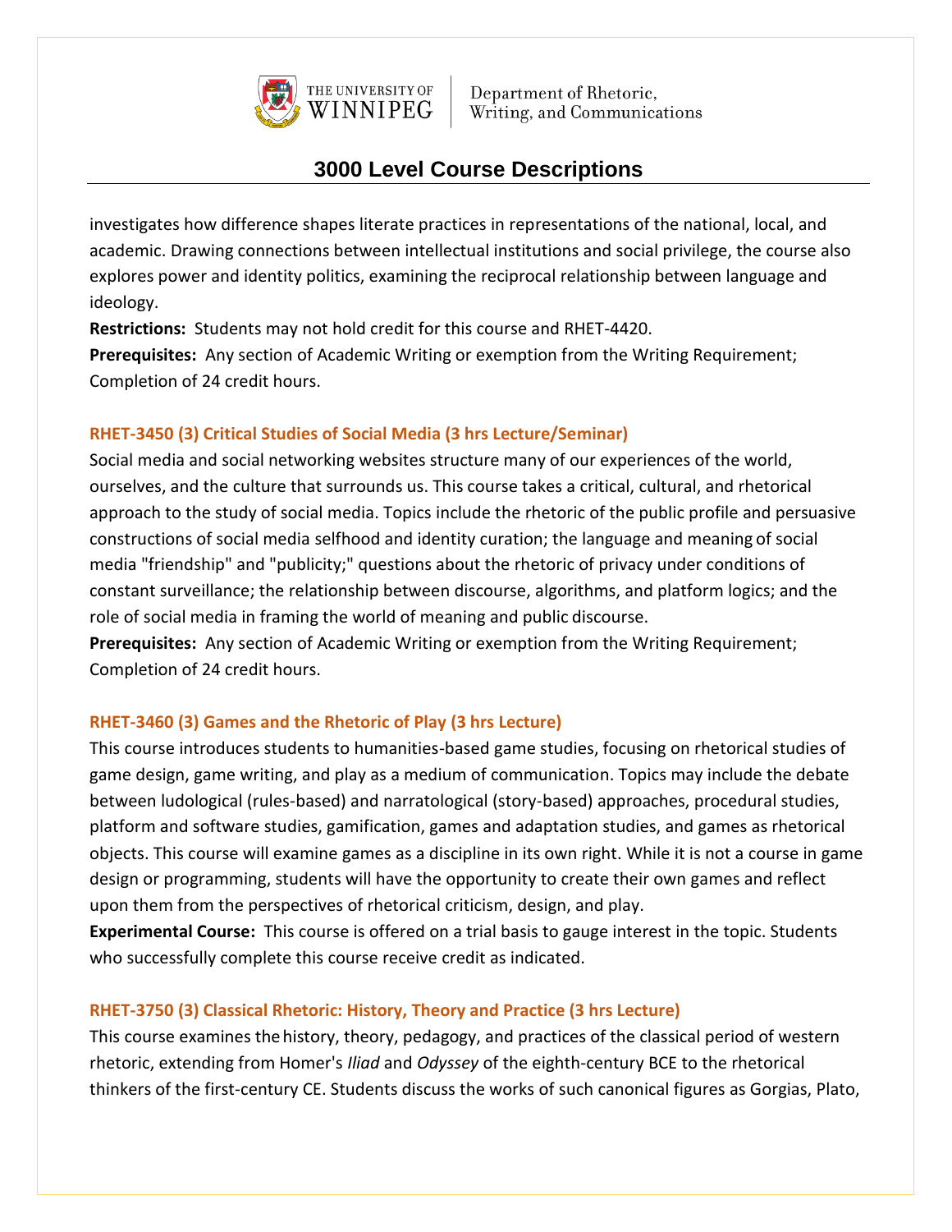investigates how difference shapes literate practices in representations of the national, local, and academic. Drawing connections between intellectual institutions and social privilege, the course also explores power and identity politics, examining the reciprocal relationship between language and ideology.
**Restrictions:** Students may not hold credit for this course and RHET-4420.
**Prerequisites:** Any section of Academic Writing or exemption from the Writing Requirement; Completion of 24 credit hours.

### RHET-3450 (3) Critical Studies of Social Media (3 hrs Lecture/Seminar)

Social media and social networking websites structure many of our experiences of the world, ourselves, and the culture that surrounds us. This course takes a critical, cultural, and rhetorical approach to the study of social media. Topics include the rhetoric of the public profile and persuasive constructions of social media selfhood and identity curation; the language and meaning of social media "friendship" and "publicity;" questions about the rhetoric of privacy under conditions of constant surveillance; the relationship between discourse, algorithms, and platform logics; and the role of social media in framing the world of meaning and public discourse.
**Prerequisites:** Any section of Academic Writing or exemption from the Writing Requirement; Completion of 24 credit hours.

### RHET-3460 (3) Games and the Rhetoric of Play (3 hrs Lecture)

This course introduces students to humanities-based game studies, focusing on rhetorical studies of game design, game writing, and play as a medium of communication. Topics may include the debate between ludological (rules-based) and narratological (story-based) approaches, procedural studies, platform and software studies, gamification, games and adaptation studies, and games as rhetorical objects. This course will examine games as a discipline in its own right. While it is not a course in game design or programming, students will have the opportunity to create their own games and reflect upon them from the perspectives of rhetorical criticism, design, and play.
**Experimental Course:** This course is offered on a trial basis to gauge interest in the topic. Students who successfully complete this course receive credit as indicated.

### RHET-3750 (3) Classical Rhetoric: History, Theory and Practice (3 hrs Lecture)

This course examines the history, theory, pedagogy, and practices of the classical period of western rhetoric, extending from Homer's *Iliad* and *Odyssey* of the eighth-century BCE to the rhetorical thinkers of the first-century CE. Students discuss the works of such canonical figures as Gorgias, Plato,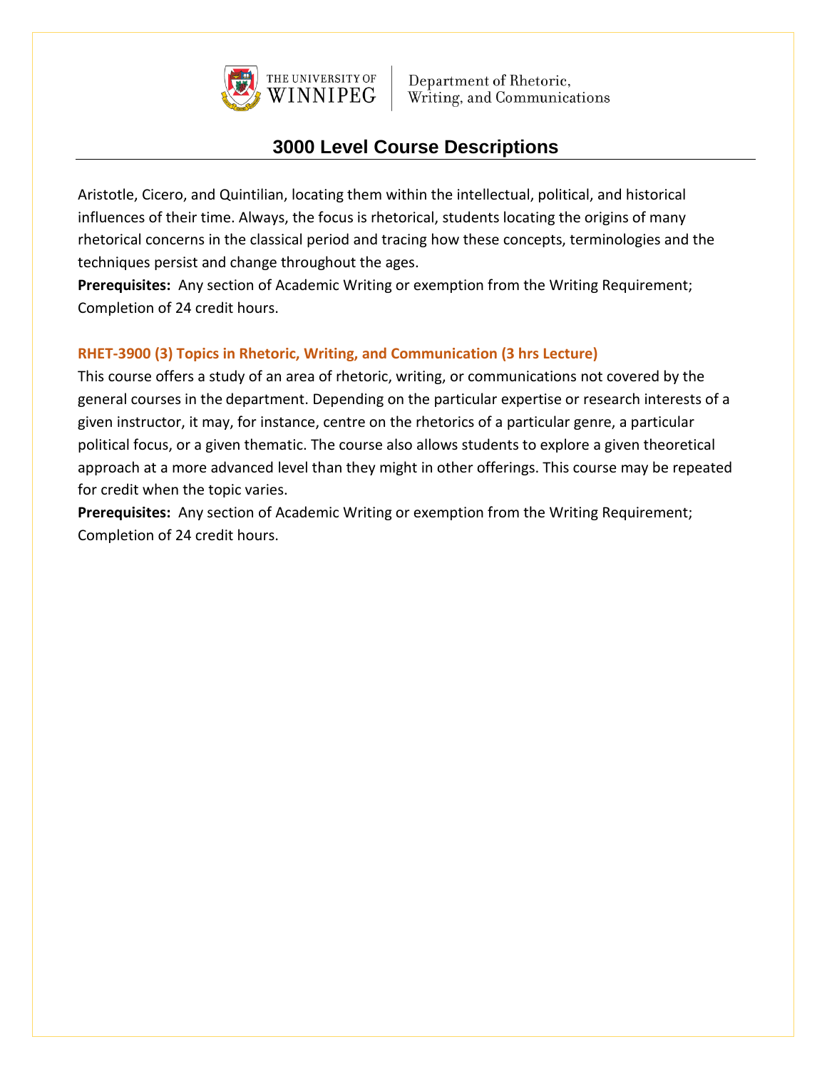Aristotle, Cicero, and Quintilian, locating them within the intellectual, political, and historical influences of their time. Always, the focus is rhetorical, students locating the origins of many rhetorical concerns in the classical period and tracing how these concepts, terminologies and the techniques persist and change throughout the ages.
**Prerequisites:** Any section of Academic Writing or exemption from the Writing Requirement; Completion of 24 credit hours.

### RHET-3900 (3) Topics in Rhetoric, Writing, and Communication (3 hrs Lecture)

This course offers a study of an area of rhetoric, writing, or communications not covered by the general courses in the department. Depending on the particular expertise or research interests of a given instructor, it may, for instance, centre on the rhetorics of a particular genre, a particular political focus, or a given thematic. The course also allows students to explore a given theoretical approach at a more advanced level than they might in other offerings. This course may be repeated for credit when the topic varies.
**Prerequisites:** Any section of Academic Writing or exemption from the Writing Requirement; Completion of 24 credit hours.